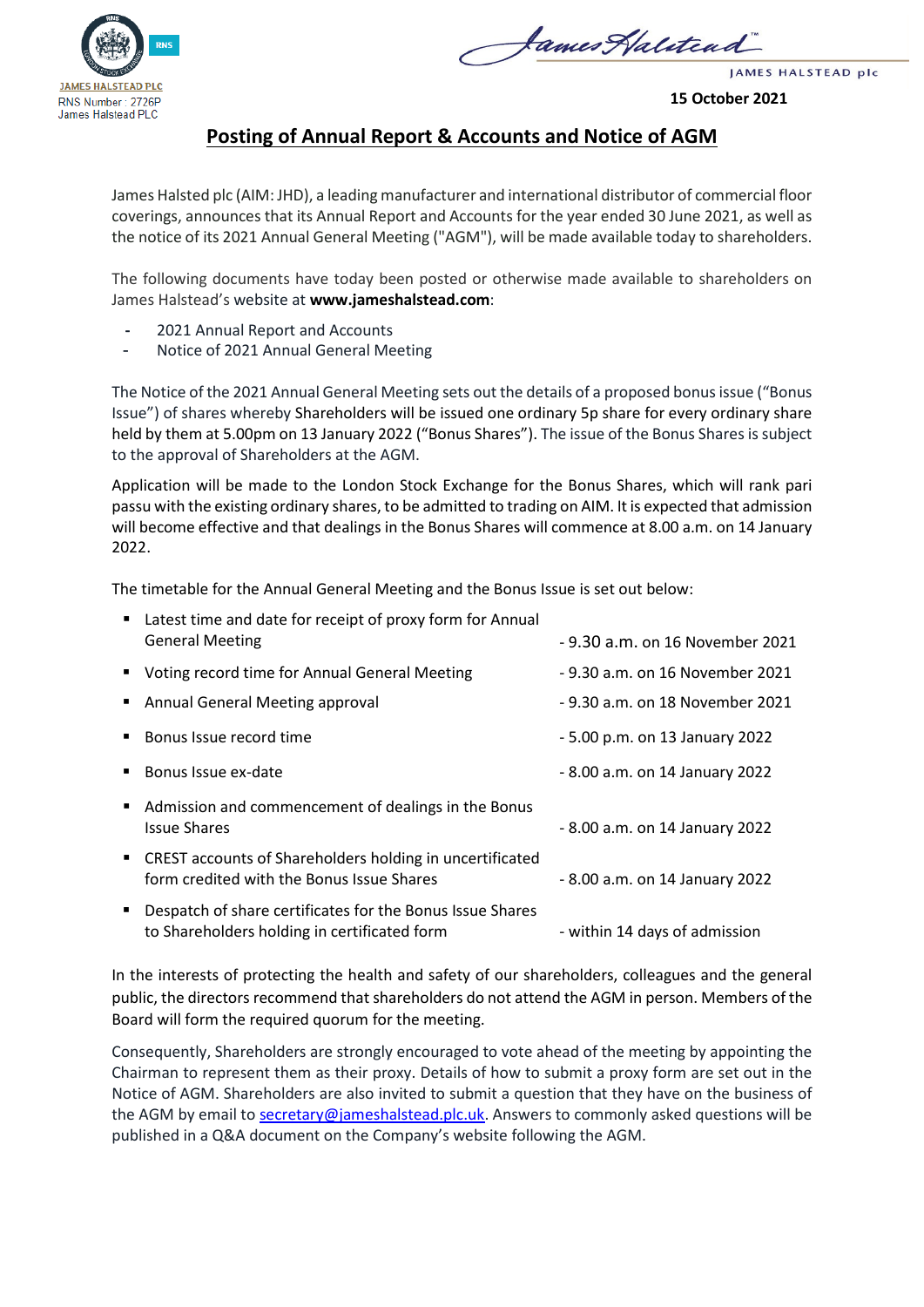JAMES HALSTEAD PLC
RNS Number : 2726P
James Halstead PLC

JAMES HALSTEAD plc

**15 October 2021**

# Posting of Annual Report & Accounts and Notice of AGM

James Halsted plc (AIM: JHD), a leading manufacturer and international distributor of commercial floor coverings, announces that its Annual Report and Accounts for the year ended 30 June 2021, as well as the notice of its 2021 Annual General Meeting ("AGM"), will be made available today to shareholders.

The following documents have today been posted or otherwise made available to shareholders on James Halstead's website at **www.jameshalstead.com**:

- 2021 Annual Report and Accounts
- Notice of 2021 Annual General Meeting

The Notice of the 2021 Annual General Meeting sets out the details of a proposed bonus issue ("Bonus Issue") of shares whereby Shareholders will be issued one ordinary 5p share for every ordinary share held by them at 5.00pm on 13 January 2022 ("Bonus Shares"). The issue of the Bonus Shares is subject to the approval of Shareholders at the AGM.

Application will be made to the London Stock Exchange for the Bonus Shares, which will rank pari passu with the existing ordinary shares, to be admitted to trading on AIM. It is expected that admission will become effective and that dealings in the Bonus Shares will commence at 8.00 a.m. on 14 January 2022.

The timetable for the Annual General Meeting and the Bonus Issue is set out below:

| | |
|---|---|
| Latest time and date for receipt of proxy form for Annual General Meeting | - 9.30 a.m. on 16 November 2021 |
| Voting record time for Annual General Meeting | - 9.30 a.m. on 16 November 2021 |
| Annual General Meeting approval | - 9.30 a.m. on 18 November 2021 |
| Bonus Issue record time | - 5.00 p.m. on 13 January 2022 |
| Bonus Issue ex-date | - 8.00 a.m. on 14 January 2022 |
| Admission and commencement of dealings in the Bonus Issue Shares | - 8.00 a.m. on 14 January 2022 |
| CREST accounts of Shareholders holding in uncertificated form credited with the Bonus Issue Shares | - 8.00 a.m. on 14 January 2022 |
| Despatch of share certificates for the Bonus Issue Shares to Shareholders holding in certificated form | - within 14 days of admission |

In the interests of protecting the health and safety of our shareholders, colleagues and the general public, the directors recommend that shareholders do not attend the AGM in person. Members of the Board will form the required quorum for the meeting.

Consequently, Shareholders are strongly encouraged to vote ahead of the meeting by appointing the Chairman to represent them as their proxy. Details of how to submit a proxy form are set out in the Notice of AGM. Shareholders are also invited to submit a question that they have on the business of the AGM by email to secretary@jameshalstead.plc.uk. Answers to commonly asked questions will be published in a Q&A document on the Company's website following the AGM.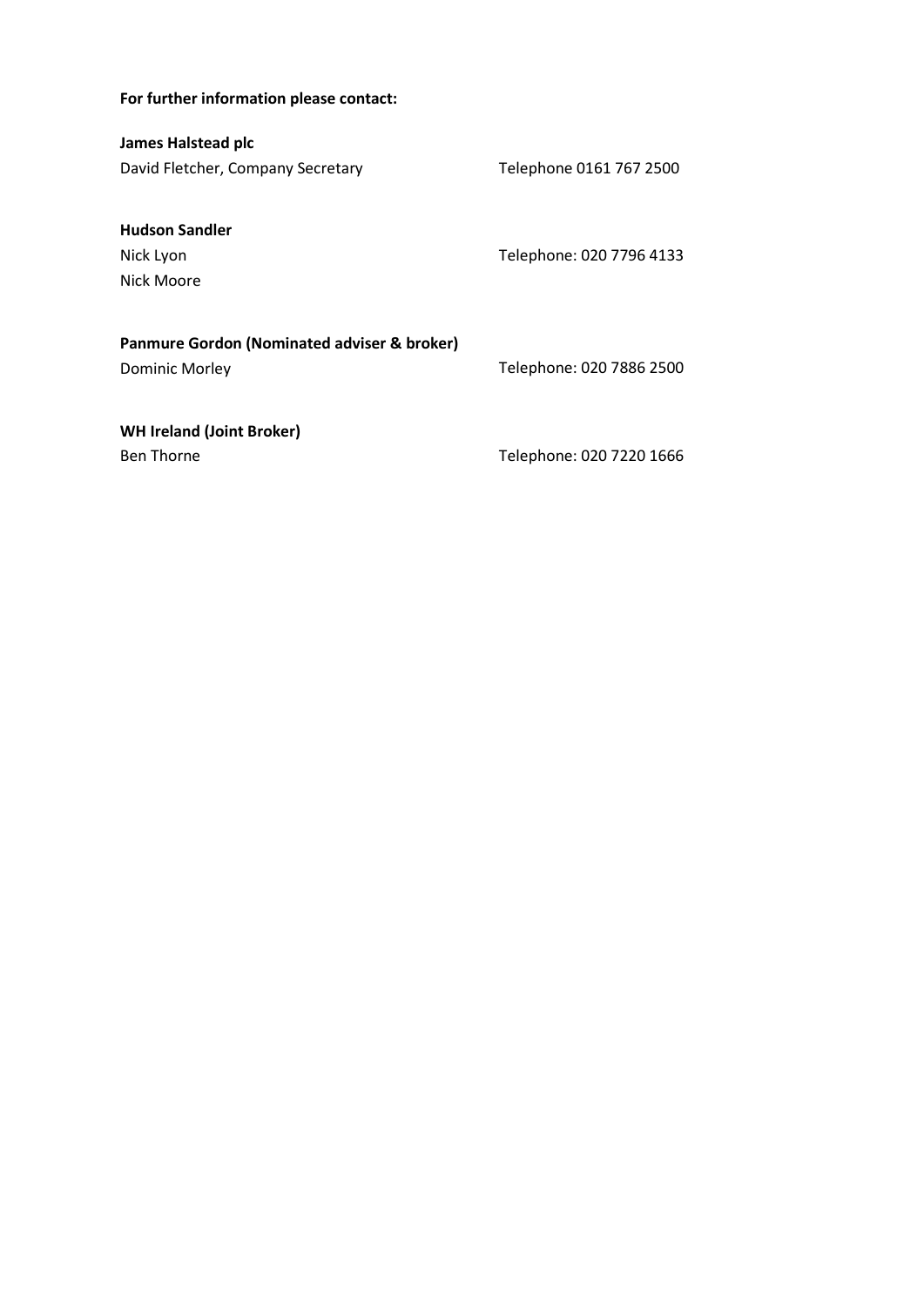**For further information please contact:**

**James Halstead plc**

David Fletcher, Company Secretary Telephone 0161 767 2500

**Hudson Sandler**

Nick Lyon Telephone: 020 7796 4133

Nick Moore

**Panmure Gordon (Nominated adviser & broker)**

Dominic Morley Telephone: 020 7886 2500

**WH Ireland (Joint Broker)**

Ben Thorne Telephone: 020 7220 1666